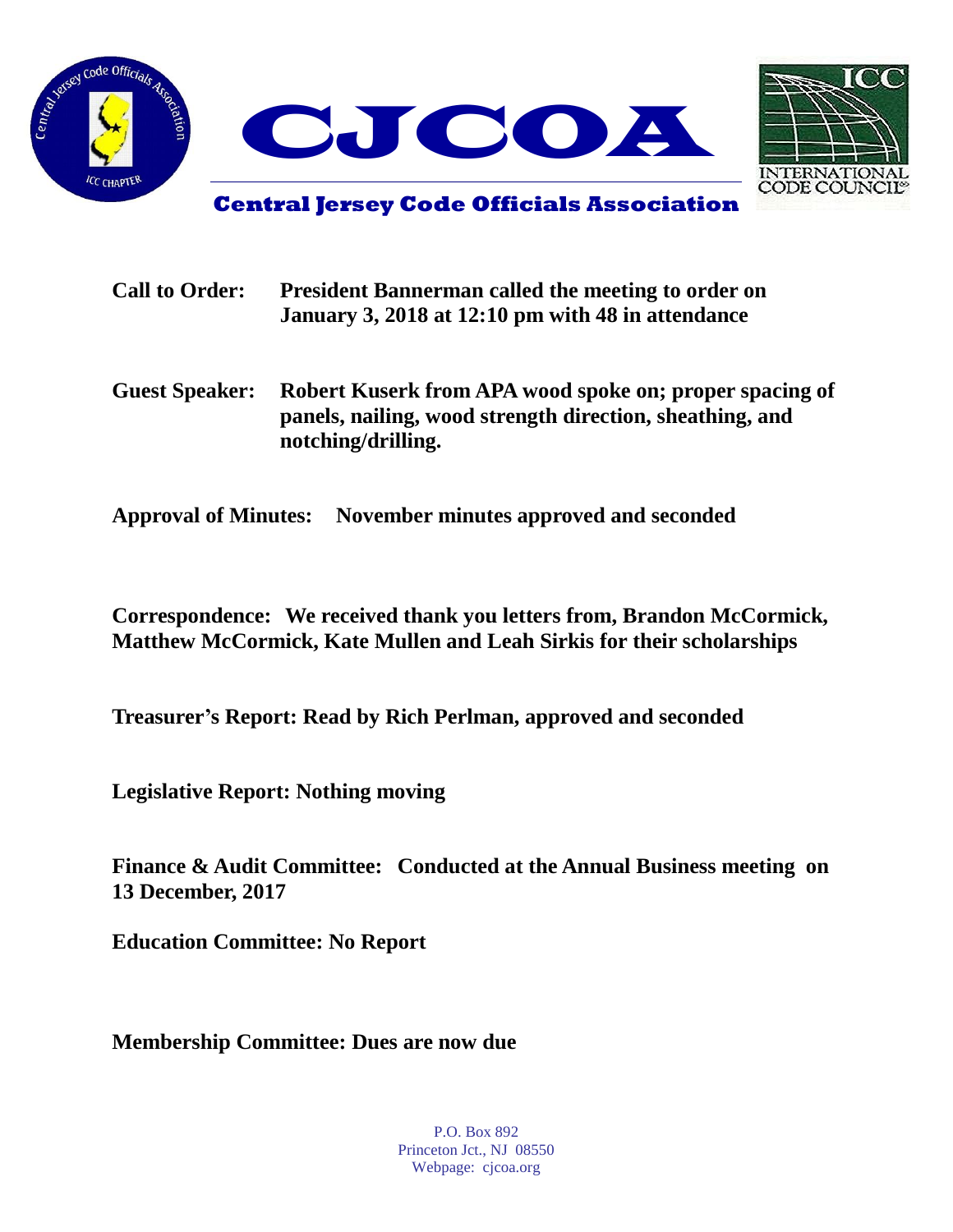# CJCOA

## Central Jersey Code Officials Association

**Call to Order:** **President Bannerman called the meeting to order on January 3, 2018 at 12:10 pm with 48 in attendance**

**Guest Speaker:** **Robert Kuserk from APA wood spoke on; proper spacing of panels, nailing, wood strength direction, sheathing, and notching/drilling.**

**Approval of Minutes:** **November minutes approved and seconded**

**Correspondence:** **We received thank you letters from, Brandon McCormick, Matthew McCormick, Kate Mullen and Leah Sirkis for their scholarships**

**Treasurer's Report: Read by Rich Perlman, approved and seconded**

**Legislative Report: Nothing moving**

**Finance & Audit Committee:** **Conducted at the Annual Business meeting on 13 December, 2017**

**Education Committee: No Report**

**Membership Committee: Dues are now due**

P.O. Box 892
Princeton Jct., NJ 08550
Webpage: cjcoa.org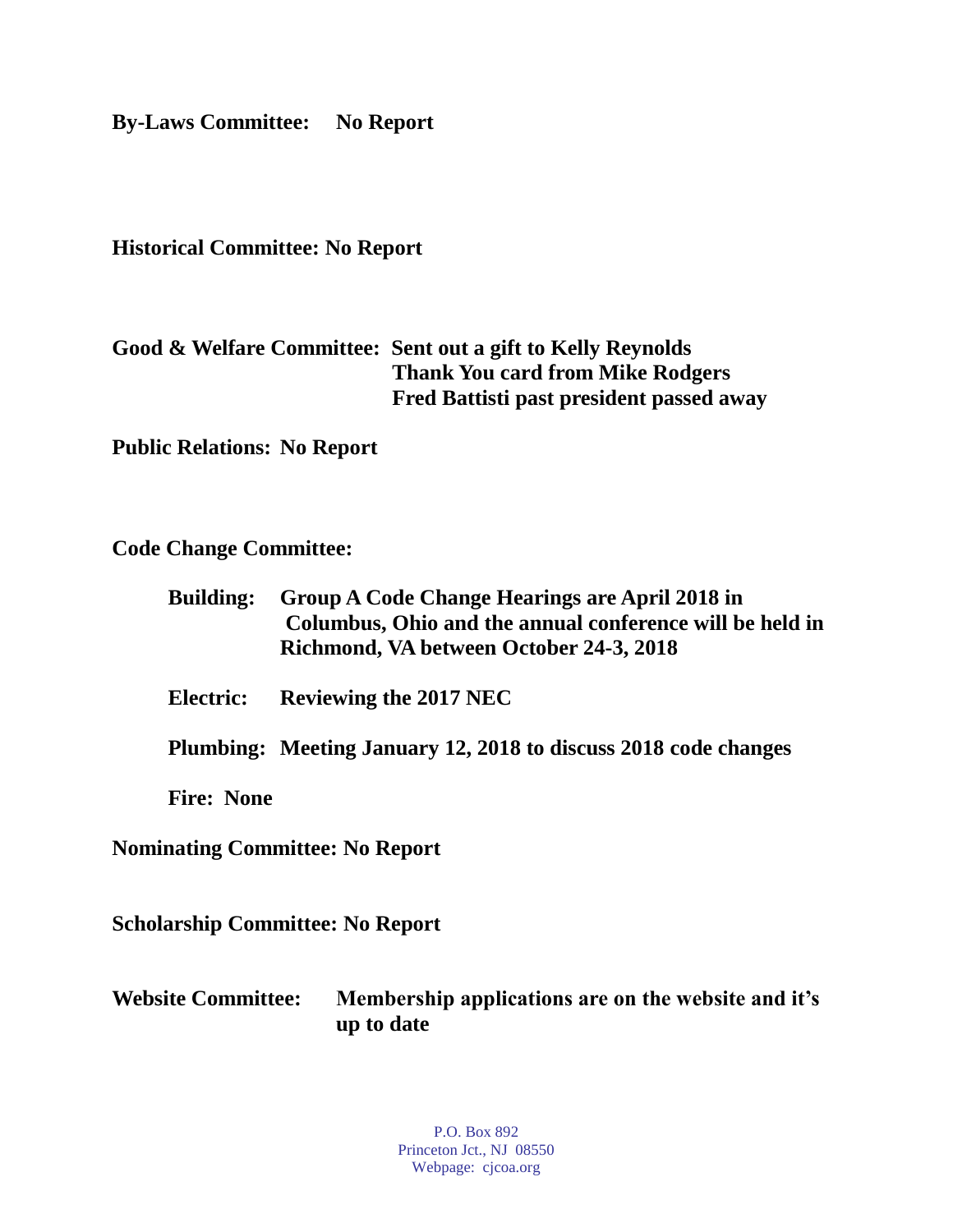**By-Laws Committee: No Report**

**Historical Committee: No Report**

**Good & Welfare Committee: Sent out a gift to Kelly Reynolds**
**Thank You card from Mike Rodgers**
**Fred Battisti past president passed away**

**Public Relations: No Report**

**Code Change Committee:**

**Building: Group A Code Change Hearings are April 2018 in Columbus, Ohio and the annual conference will be held in Richmond, VA between October 24-3, 2018**

**Electric: Reviewing the 2017 NEC**

**Plumbing: Meeting January 12, 2018 to discuss 2018 code changes**

**Fire: None**

**Nominating Committee: No Report**

**Scholarship Committee: No Report**

**Website Committee: Membership applications are on the website and it's up to date**

P.O. Box 892
Princeton Jct., NJ 08550
Webpage: cjcoa.org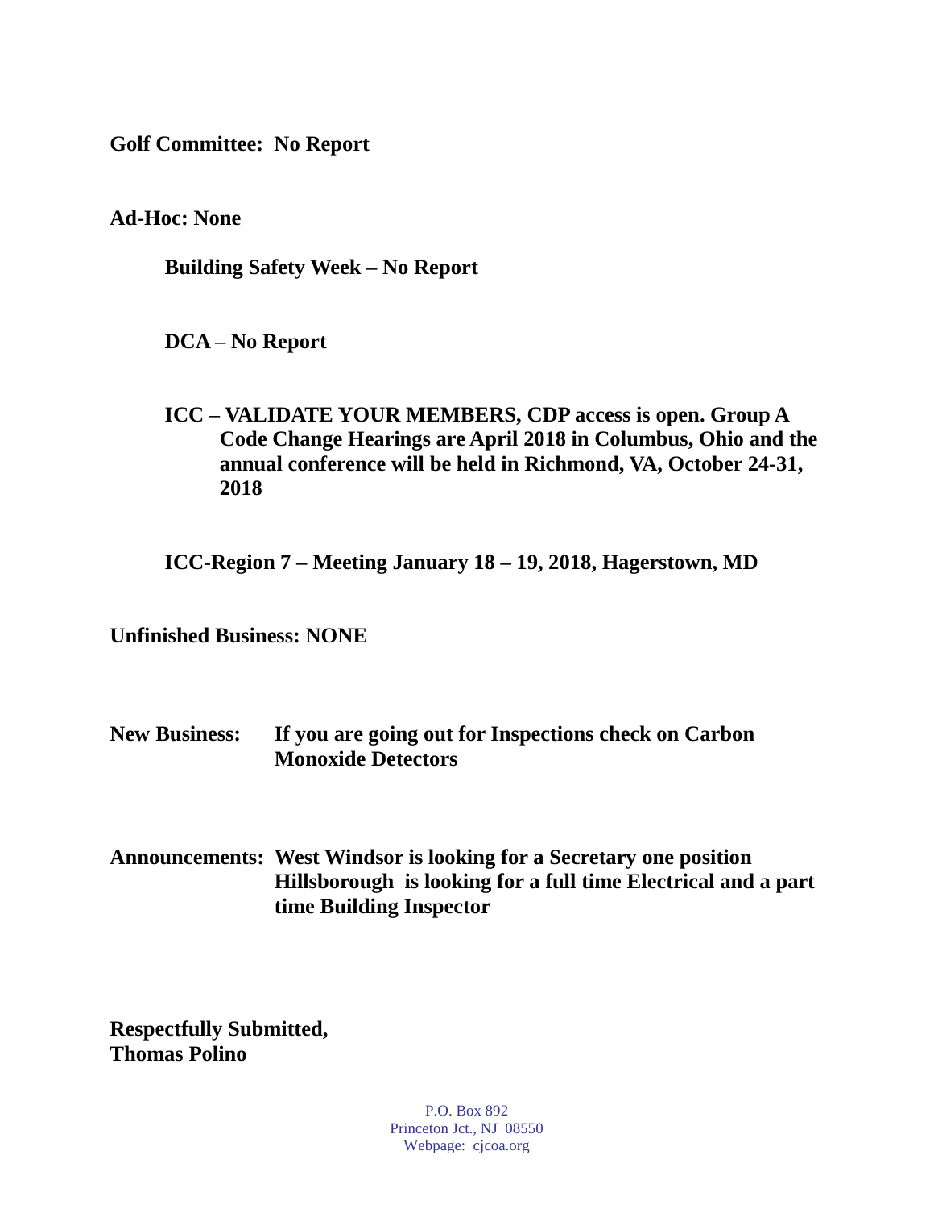**Golf Committee: No Report**

**Ad-Hoc: None**

**Building Safety Week – No Report**

**DCA – No Report**

**ICC – VALIDATE YOUR MEMBERS, CDP access is open. Group A Code Change Hearings are April 2018 in Columbus, Ohio and the annual conference will be held in Richmond, VA, October 24-31, 2018**

**ICC-Region 7 – Meeting January 18 – 19, 2018, Hagerstown, MD**

**Unfinished Business: NONE**

**New Business: If you are going out for Inspections check on Carbon Monoxide Detectors**

**Announcements: West Windsor is looking for a Secretary one position Hillsborough is looking for a full time Electrical and a part time Building Inspector**

**Respectfully Submitted,**
**Thomas Polino**

P.O. Box 892
Princeton Jct., NJ 08550
Webpage: cjcoa.org